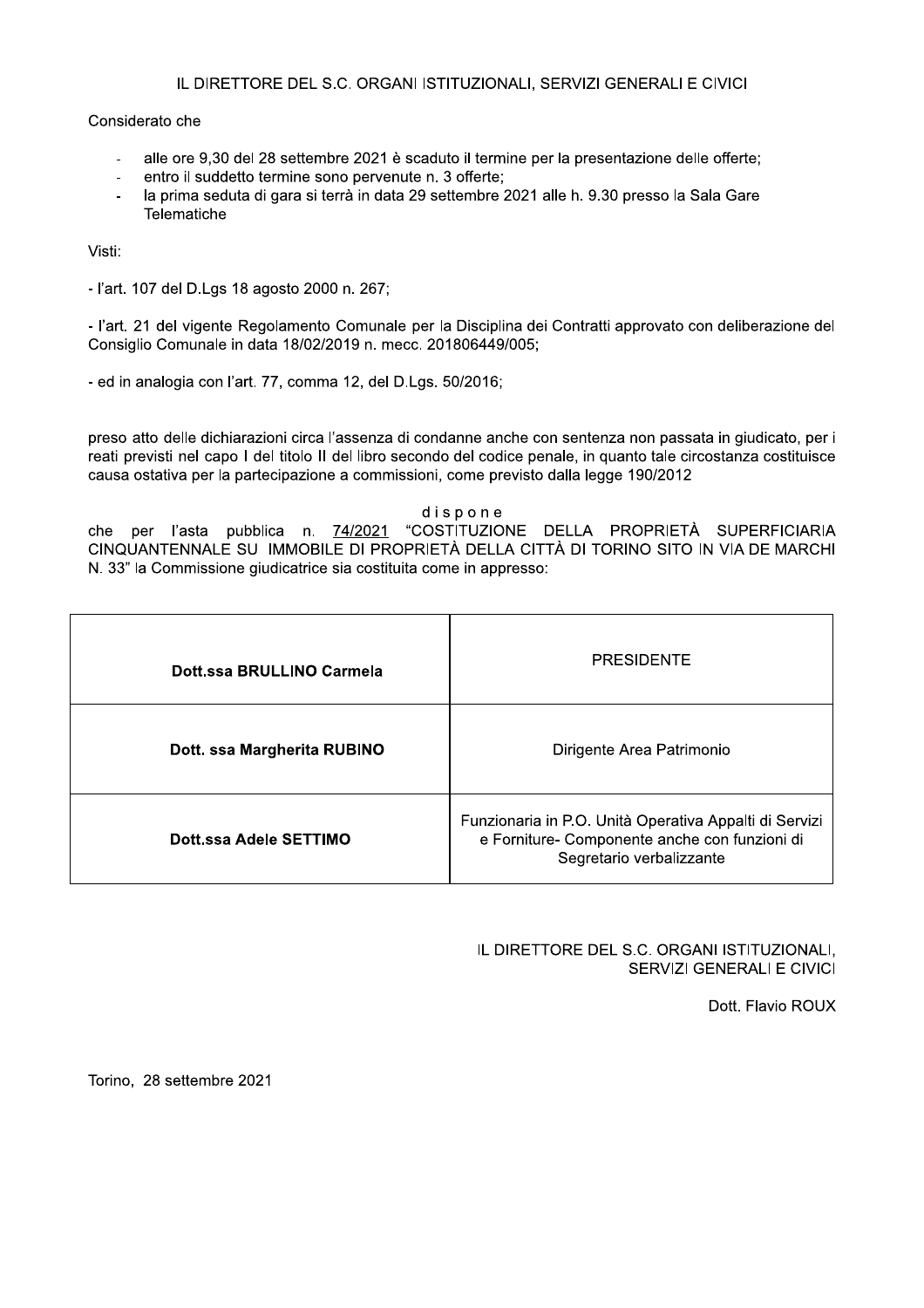IL DIRETTORE DEL S.C. ORGANI ISTITUZIONALI, SERVIZI GENERALI E CIVICI

Considerato che

- alle ore 9,30 del 28 settembre 2021 è scaduto il termine per la presentazione delle offerte;
- entro il suddetto termine sono pervenute n. 3 offerte;
- la prima seduta di gara si terrà in data 29 settembre 2021 alle h. 9.30 presso la Sala Gare Telematiche

Visti:

- l'art. 107 del D.Lgs 18 agosto 2000 n. 267;

- l'art. 21 del vigente Regolamento Comunale per la Disciplina dei Contratti approvato con deliberazione del Consiglio Comunale in data 18/02/2019 n. mecc. 201806449/005;

- ed in analogia con l'art. 77, comma 12, del D.Lgs. 50/2016;

preso atto delle dichiarazioni circa l'assenza di condanne anche con sentenza non passata in giudicato, per i reati previsti nel capo I del titolo II del libro secondo del codice penale, in quanto tale circostanza costituisce causa ostativa per la partecipazione a commissioni, come previsto dalla legge 190/2012

d i s p o n e

che per l'asta pubblica n. 74/2021 "COSTITUZIONE DELLA PROPRIETÀ SUPERFICIARIA CINQUANTENNALE SU IMMOBILE DI PROPRIETÀ DELLA CITTÀ DI TORINO SITO IN VIA DE MARCHI N. 33" la Commissione giudicatrice sia costituita come in appresso:

| | |
|---|---|
| **Dott.ssa BRULLINO Carmela** | PRESIDENTE |
| **Dott. ssa Margherita RUBINO** | Dirigente Area Patrimonio |
| **Dott.ssa Adele SETTIMO** | Funzionaria in P.O. Unità Operativa Appalti di Servizi e Forniture- Componente anche con funzioni di Segretario verbalizzante |

IL DIRETTORE DEL S.C. ORGANI ISTITUZIONALI, SERVIZI GENERALI E CIVICI

Dott. Flavio ROUX

Torino, 28 settembre 2021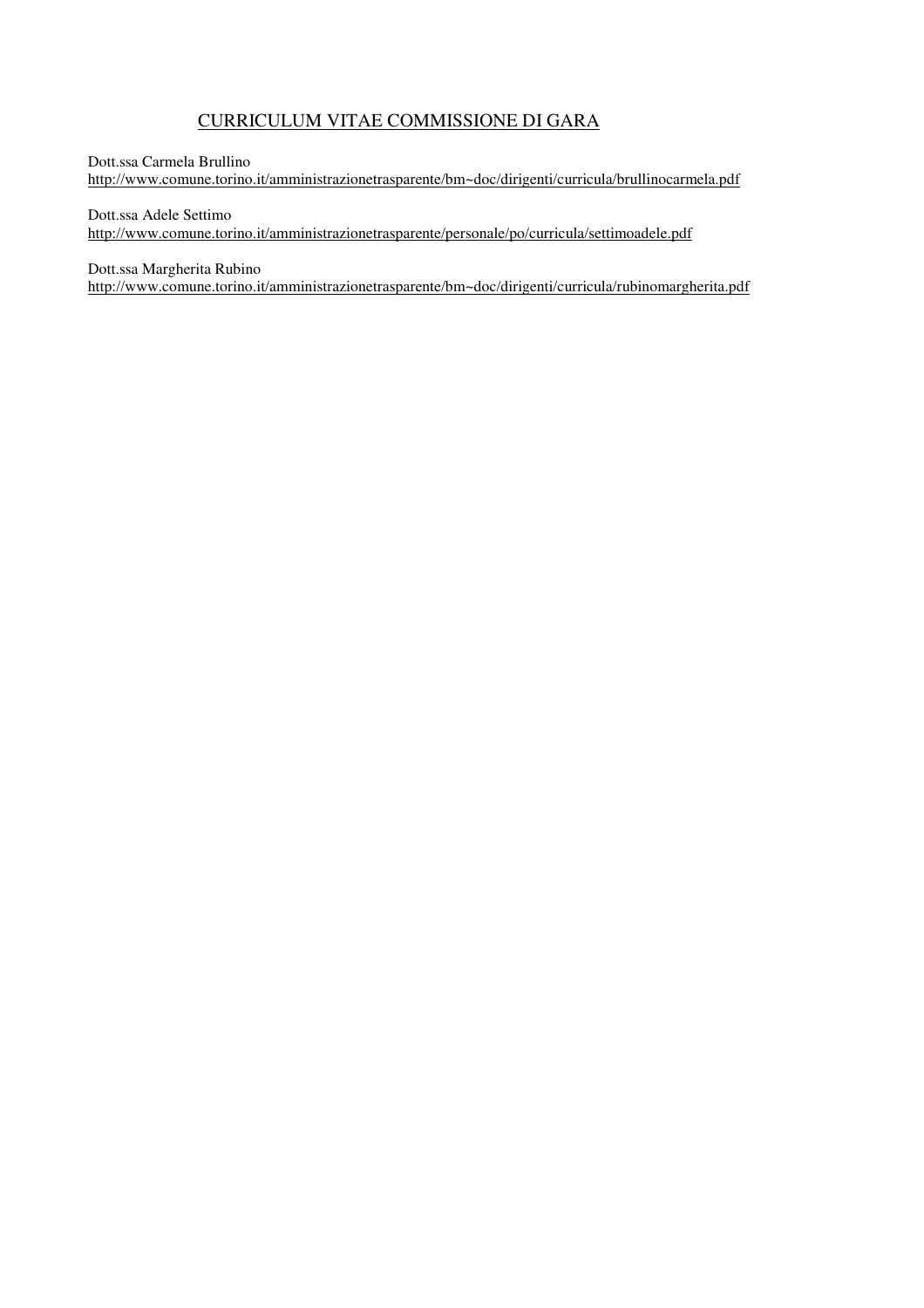# CURRICULUM VITAE COMMISSIONE DI GARA

Dott.ssa Carmela Brullino
http://www.comune.torino.it/amministrazionetrasparente/bm~doc/dirigenti/curricula/brullinocarmela.pdf

Dott.ssa Adele Settimo
http://www.comune.torino.it/amministrazionetrasparente/personale/po/curricula/settimoadele.pdf

Dott.ssa Margherita Rubino
http://www.comune.torino.it/amministrazionetrasparente/bm~doc/dirigenti/curricula/rubinomargherita.pdf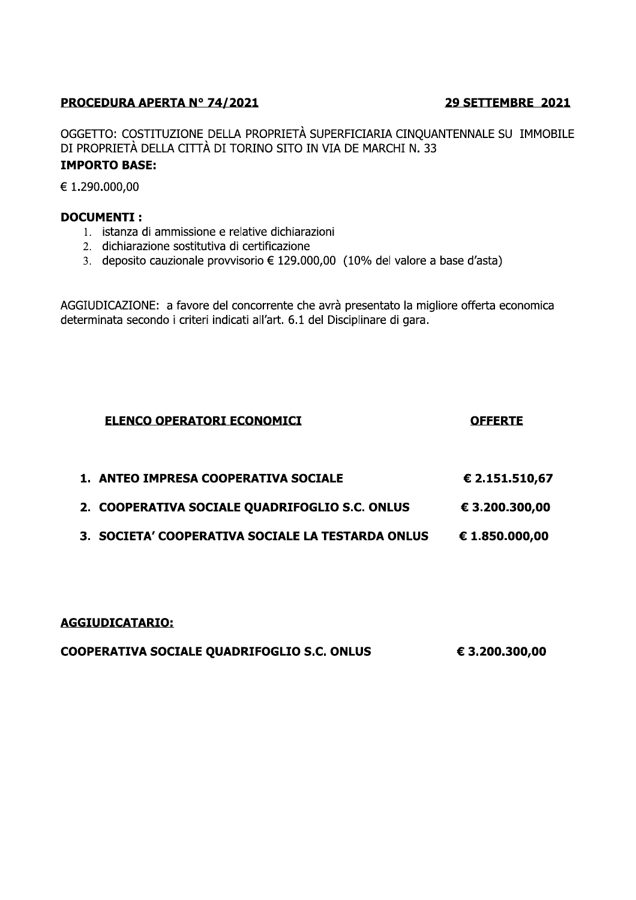**PROCEDURA APERTA N° 74/2021** **29 SETTEMBRE 2021**

OGGETTO: COSTITUZIONE DELLA PROPRIETÀ SUPERFICIARIA CINQUANTENNALE SU IMMOBILE DI PROPRIETÀ DELLA CITTÀ DI TORINO SITO IN VIA DE MARCHI N. 33

**IMPORTO BASE:**

€ 1.290.000,00

**DOCUMENTI :**

1. istanza di ammissione e relative dichiarazioni
2. dichiarazione sostitutiva di certificazione
3. deposito cauzionale provvisorio € 129.000,00 (10% del valore a base d'asta)

AGGIUDICAZIONE: a favore del concorrente che avrà presentato la migliore offerta economica determinata secondo i criteri indicati all'art. 6.1 del Disciplinare di gara.

| ELENCO OPERATORI ECONOMICI | OFFERTE |
|---|---|
| **1. ANTEO IMPRESA COOPERATIVA SOCIALE** | **€ 2.151.510,67** |
| **2. COOPERATIVA SOCIALE QUADRIFOGLIO S.C. ONLUS** | **€ 3.200.300,00** |
| **3. SOCIETA' COOPERATIVA SOCIALE LA TESTARDA ONLUS** | **€ 1.850.000,00** |

**AGGIUDICATARIO:**

**COOPERATIVA SOCIALE QUADRIFOGLIO S.C. ONLUS** **€ 3.200.300,00**